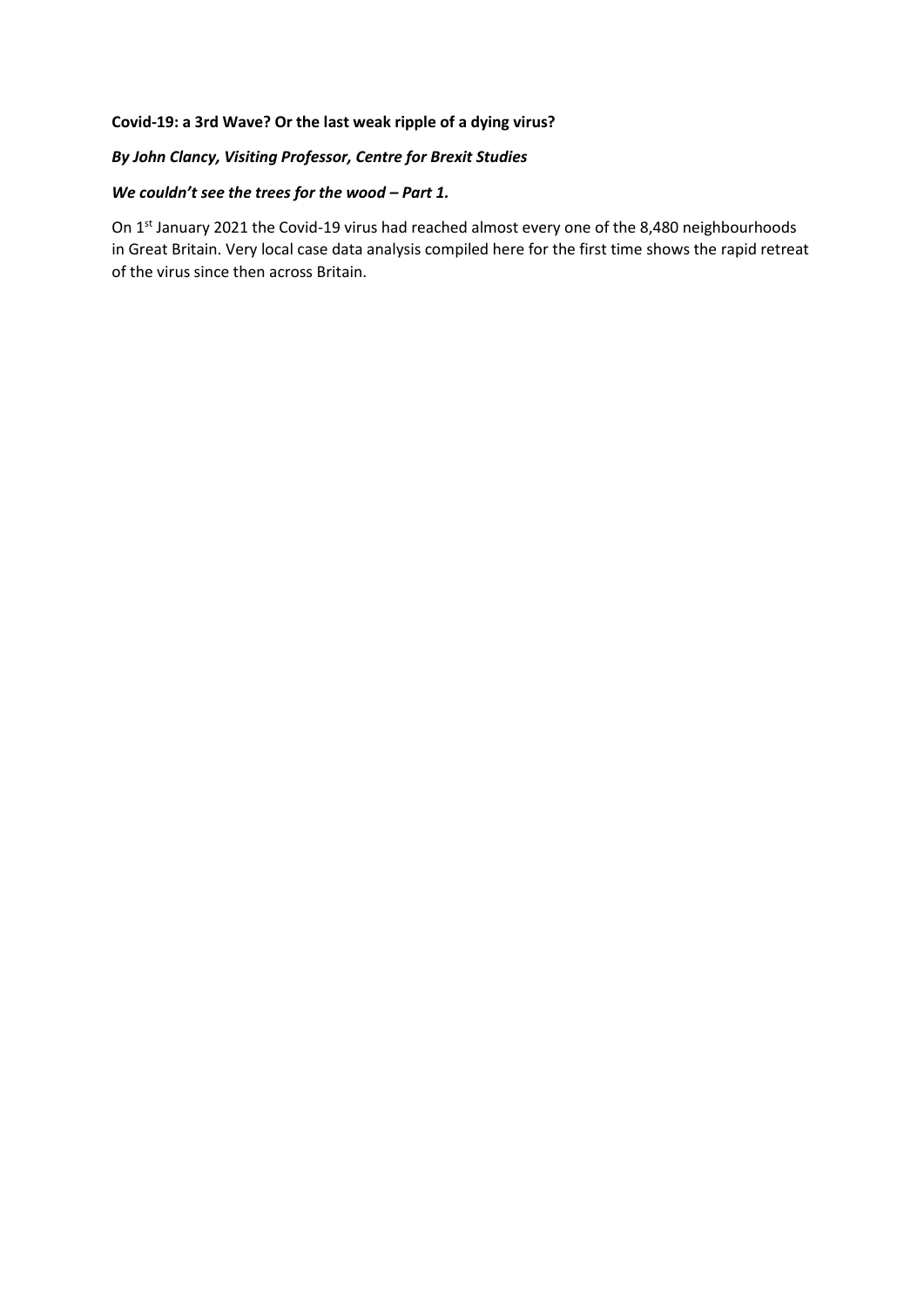**Covid-19: a 3rd Wave? Or the last weak ripple of a dying virus?**

***By John Clancy, Visiting Professor, Centre for Brexit Studies***

***We couldn't see the trees for the wood – Part 1.***

On 1st January 2021 the Covid-19 virus had reached almost every one of the 8,480 neighbourhoods in Great Britain. Very local case data analysis compiled here for the first time shows the rapid retreat of the virus since then across Britain.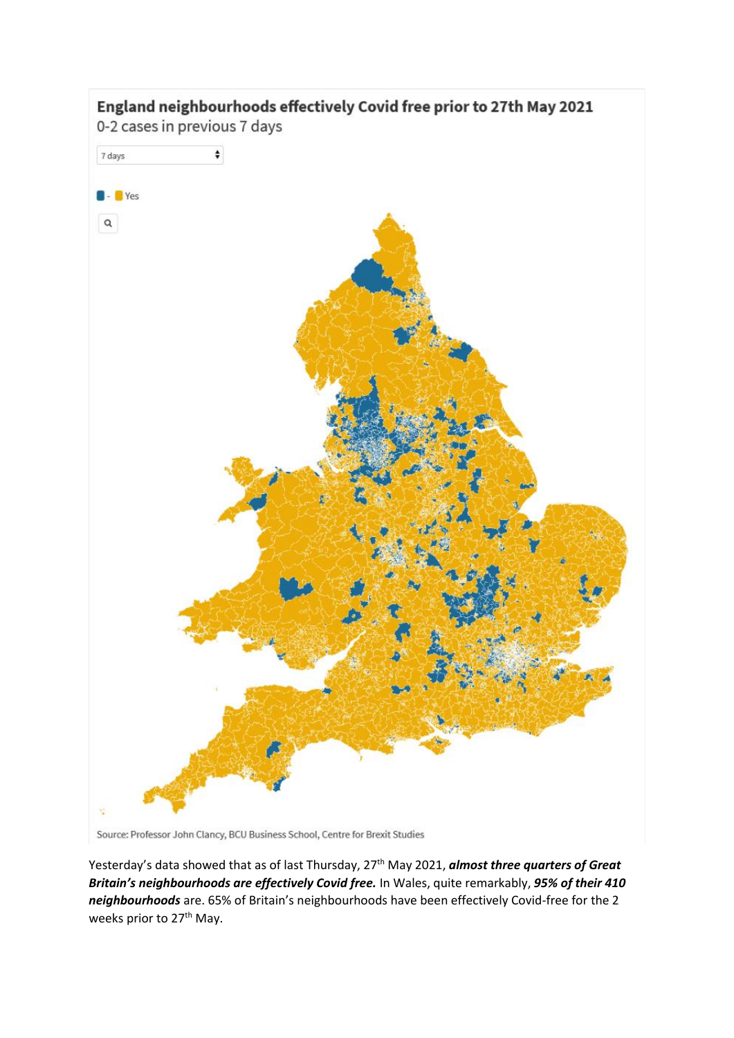**England neighbourhoods effectively Covid free prior to 27th May 2021**

0-2 cases in previous 7 days

7 days

- Yes

Source: Professor John Clancy, BCU Business School, Centre for Brexit Studies

Yesterday's data showed that as of last Thursday, 27th May 2021, ***almost three quarters of Great Britain's neighbourhoods are effectively Covid free.*** In Wales, quite remarkably, ***95% of their 410 neighbourhoods*** are. 65% of Britain's neighbourhoods have been effectively Covid-free for the 2 weeks prior to 27th May.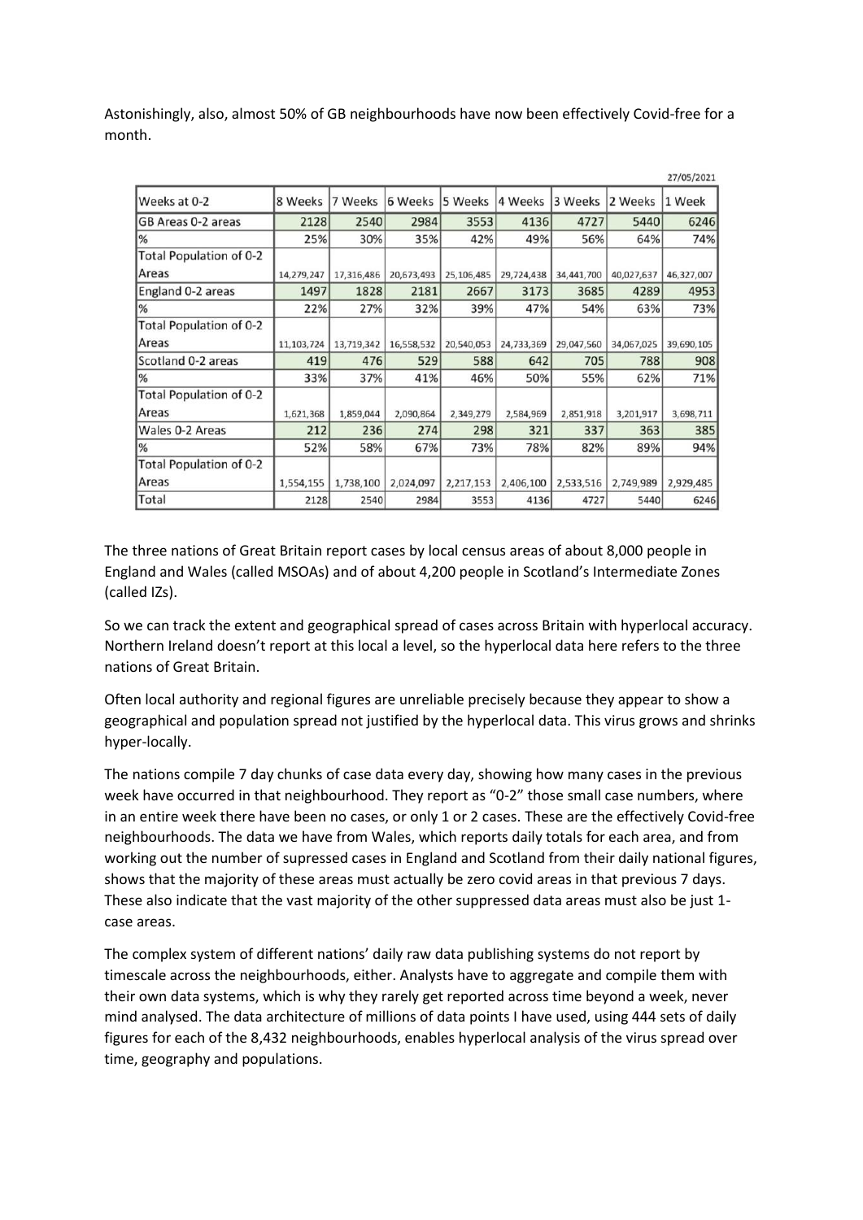Astonishingly, also, almost 50% of GB neighbourhoods have now been effectively Covid-free for a month.

27/05/2021

| Weeks at 0-2 | 8 Weeks | 7 Weeks | 6 Weeks | 5 Weeks | 4 Weeks | 3 Weeks | 2 Weeks | 1 Week |
|---|---|---|---|---|---|---|---|---|
| GB Areas 0-2 areas | 2128 | 2540 | 2984 | 3553 | 4136 | 4727 | 5440 | 6246 |
| % | 25% | 30% | 35% | 42% | 49% | 56% | 64% | 74% |
| Total Population of 0-2 Areas | 14,279,247 | 17,316,486 | 20,673,493 | 25,106,485 | 29,724,438 | 34,441,700 | 40,027,637 | 46,327,007 |
| England 0-2 areas | 1497 | 1828 | 2181 | 2667 | 3173 | 3685 | 4289 | 4953 |
| % | 22% | 27% | 32% | 39% | 47% | 54% | 63% | 73% |
| Total Population of 0-2 Areas | 11,103,724 | 13,719,342 | 16,558,532 | 20,540,053 | 24,733,369 | 29,047,560 | 34,067,025 | 39,690,105 |
| Scotland 0-2 areas | 419 | 476 | 529 | 588 | 642 | 705 | 788 | 908 |
| % | 33% | 37% | 41% | 46% | 50% | 55% | 62% | 71% |
| Total Population of 0-2 Areas | 1,621,368 | 1,859,044 | 2,090,864 | 2,349,279 | 2,584,969 | 2,851,918 | 3,201,917 | 3,698,711 |
| Wales 0-2 Areas | 212 | 236 | 274 | 298 | 321 | 337 | 363 | 385 |
| % | 52% | 58% | 67% | 73% | 78% | 82% | 89% | 94% |
| Total Population of 0-2 Areas | 1,554,155 | 1,738,100 | 2,024,097 | 2,217,153 | 2,406,100 | 2,533,516 | 2,749,989 | 2,929,485 |
| Total | 2128 | 2540 | 2984 | 3553 | 4136 | 4727 | 5440 | 6246 |

The three nations of Great Britain report cases by local census areas of about 8,000 people in England and Wales (called MSOAs) and of about 4,200 people in Scotland's Intermediate Zones (called IZs).

So we can track the extent and geographical spread of cases across Britain with hyperlocal accuracy. Northern Ireland doesn't report at this local a level, so the hyperlocal data here refers to the three nations of Great Britain.

Often local authority and regional figures are unreliable precisely because they appear to show a geographical and population spread not justified by the hyperlocal data. This virus grows and shrinks hyper-locally.

The nations compile 7 day chunks of case data every day, showing how many cases in the previous week have occurred in that neighbourhood. They report as "0-2" those small case numbers, where in an entire week there have been no cases, or only 1 or 2 cases. These are the effectively Covid-free neighbourhoods. The data we have from Wales, which reports daily totals for each area, and from working out the number of supressed cases in England and Scotland from their daily national figures, shows that the majority of these areas must actually be zero covid areas in that previous 7 days. These also indicate that the vast majority of the other suppressed data areas must also be just 1-case areas.

The complex system of different nations' daily raw data publishing systems do not report by timescale across the neighbourhoods, either. Analysts have to aggregate and compile them with their own data systems, which is why they rarely get reported across time beyond a week, never mind analysed. The data architecture of millions of data points I have used, using 444 sets of daily figures for each of the 8,432 neighbourhoods, enables hyperlocal analysis of the virus spread over time, geography and populations.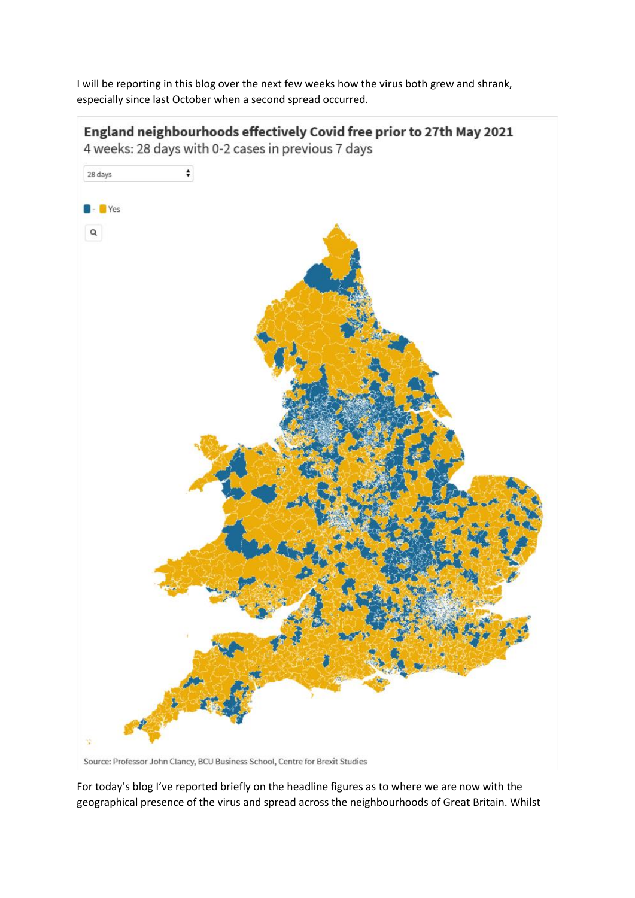I will be reporting in this blog over the next few weeks how the virus both grew and shrank, especially since last October when a second spread occurred.

**England neighbourhoods effectively Covid free prior to 27th May 2021**

4 weeks: 28 days with 0-2 cases in previous 7 days

28 days

- Yes

Source: Professor John Clancy, BCU Business School, Centre for Brexit Studies

For today's blog I've reported briefly on the headline figures as to where we are now with the geographical presence of the virus and spread across the neighbourhoods of Great Britain. Whilst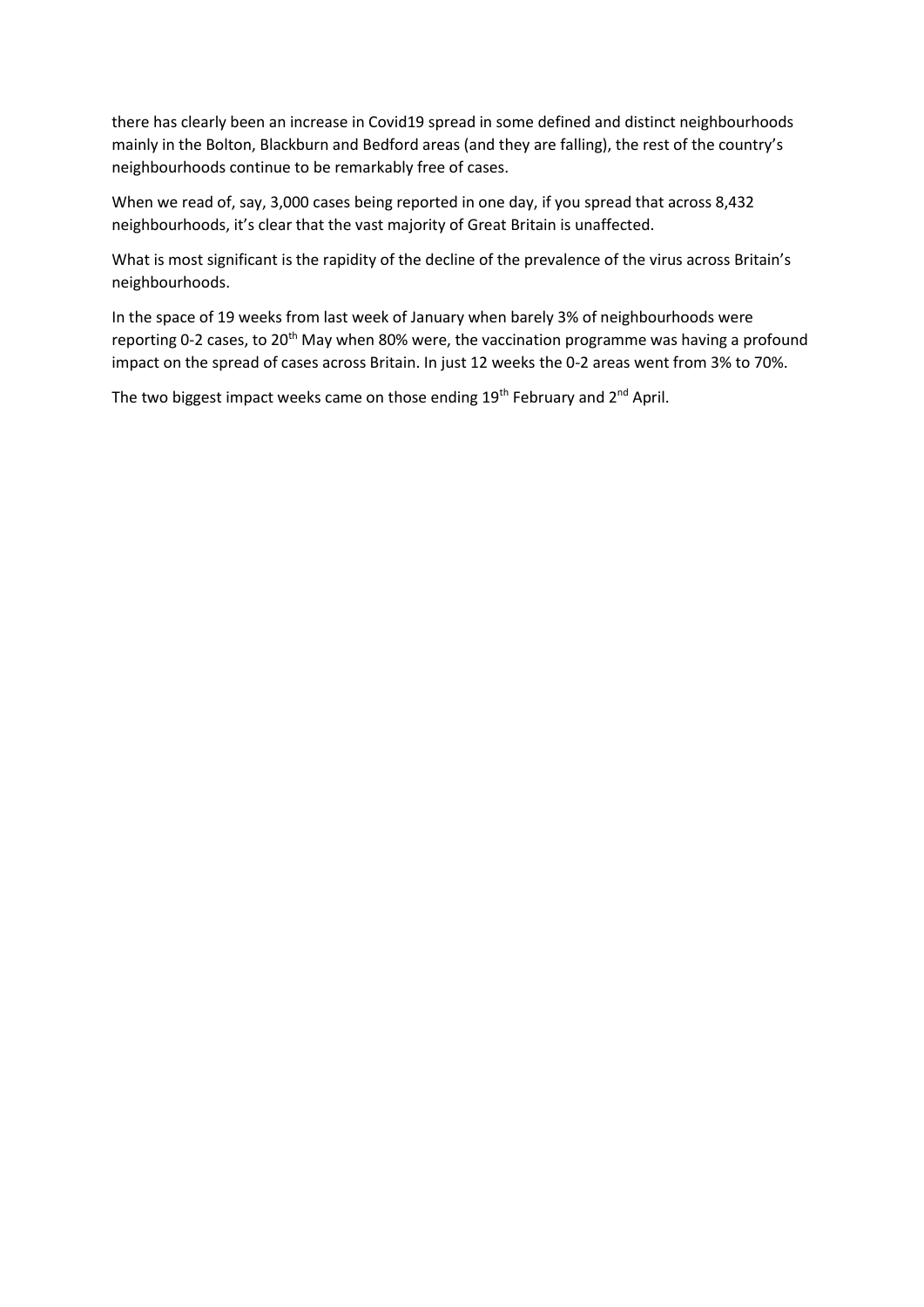there has clearly been an increase in Covid19 spread in some defined and distinct neighbourhoods mainly in the Bolton, Blackburn and Bedford areas (and they are falling), the rest of the country's neighbourhoods continue to be remarkably free of cases.

When we read of, say, 3,000 cases being reported in one day, if you spread that across 8,432 neighbourhoods, it's clear that the vast majority of Great Britain is unaffected.

What is most significant is the rapidity of the decline of the prevalence of the virus across Britain's neighbourhoods.

In the space of 19 weeks from last week of January when barely 3% of neighbourhoods were reporting 0-2 cases, to 20th May when 80% were, the vaccination programme was having a profound impact on the spread of cases across Britain. In just 12 weeks the 0-2 areas went from 3% to 70%.

The two biggest impact weeks came on those ending 19th February and 2nd April.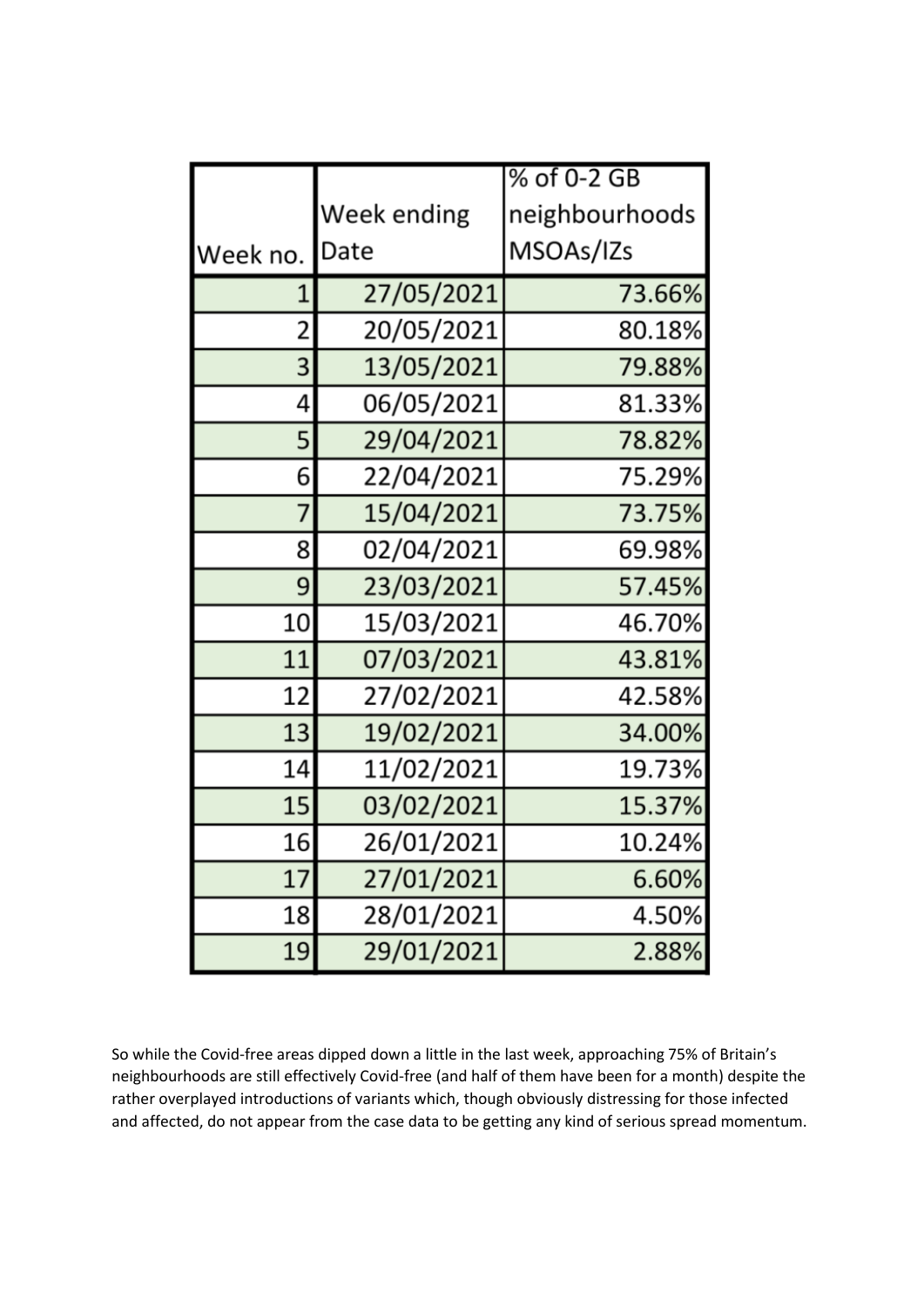| Week no. | Week ending Date | % of 0-2 GB neighbourhoods MSOAs/IZs |
|---|---|---|
| 1 | 27/05/2021 | 73.66% |
| 2 | 20/05/2021 | 80.18% |
| 3 | 13/05/2021 | 79.88% |
| 4 | 06/05/2021 | 81.33% |
| 5 | 29/04/2021 | 78.82% |
| 6 | 22/04/2021 | 75.29% |
| 7 | 15/04/2021 | 73.75% |
| 8 | 02/04/2021 | 69.98% |
| 9 | 23/03/2021 | 57.45% |
| 10 | 15/03/2021 | 46.70% |
| 11 | 07/03/2021 | 43.81% |
| 12 | 27/02/2021 | 42.58% |
| 13 | 19/02/2021 | 34.00% |
| 14 | 11/02/2021 | 19.73% |
| 15 | 03/02/2021 | 15.37% |
| 16 | 26/01/2021 | 10.24% |
| 17 | 27/01/2021 | 6.60% |
| 18 | 28/01/2021 | 4.50% |
| 19 | 29/01/2021 | 2.88% |

So while the Covid-free areas dipped down a little in the last week, approaching 75% of Britain's neighbourhoods are still effectively Covid-free (and half of them have been for a month) despite the rather overplayed introductions of variants which, though obviously distressing for those infected and affected, do not appear from the case data to be getting any kind of serious spread momentum.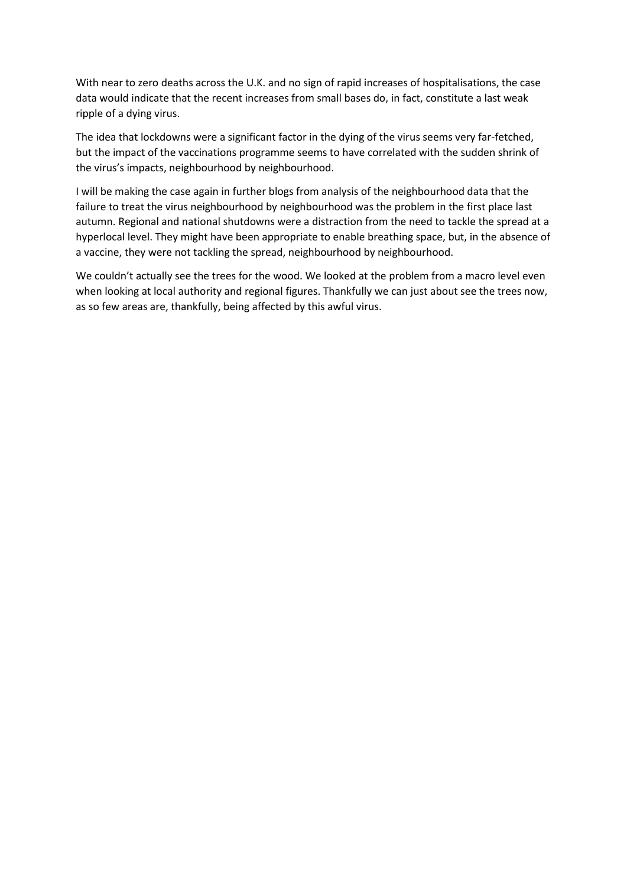With near to zero deaths across the U.K. and no sign of rapid increases of hospitalisations, the case data would indicate that the recent increases from small bases do, in fact, constitute a last weak ripple of a dying virus.

The idea that lockdowns were a significant factor in the dying of the virus seems very far-fetched, but the impact of the vaccinations programme seems to have correlated with the sudden shrink of the virus's impacts, neighbourhood by neighbourhood.

I will be making the case again in further blogs from analysis of the neighbourhood data that the failure to treat the virus neighbourhood by neighbourhood was the problem in the first place last autumn. Regional and national shutdowns were a distraction from the need to tackle the spread at a hyperlocal level. They might have been appropriate to enable breathing space, but, in the absence of a vaccine, they were not tackling the spread, neighbourhood by neighbourhood.

We couldn't actually see the trees for the wood. We looked at the problem from a macro level even when looking at local authority and regional figures. Thankfully we can just about see the trees now, as so few areas are, thankfully, being affected by this awful virus.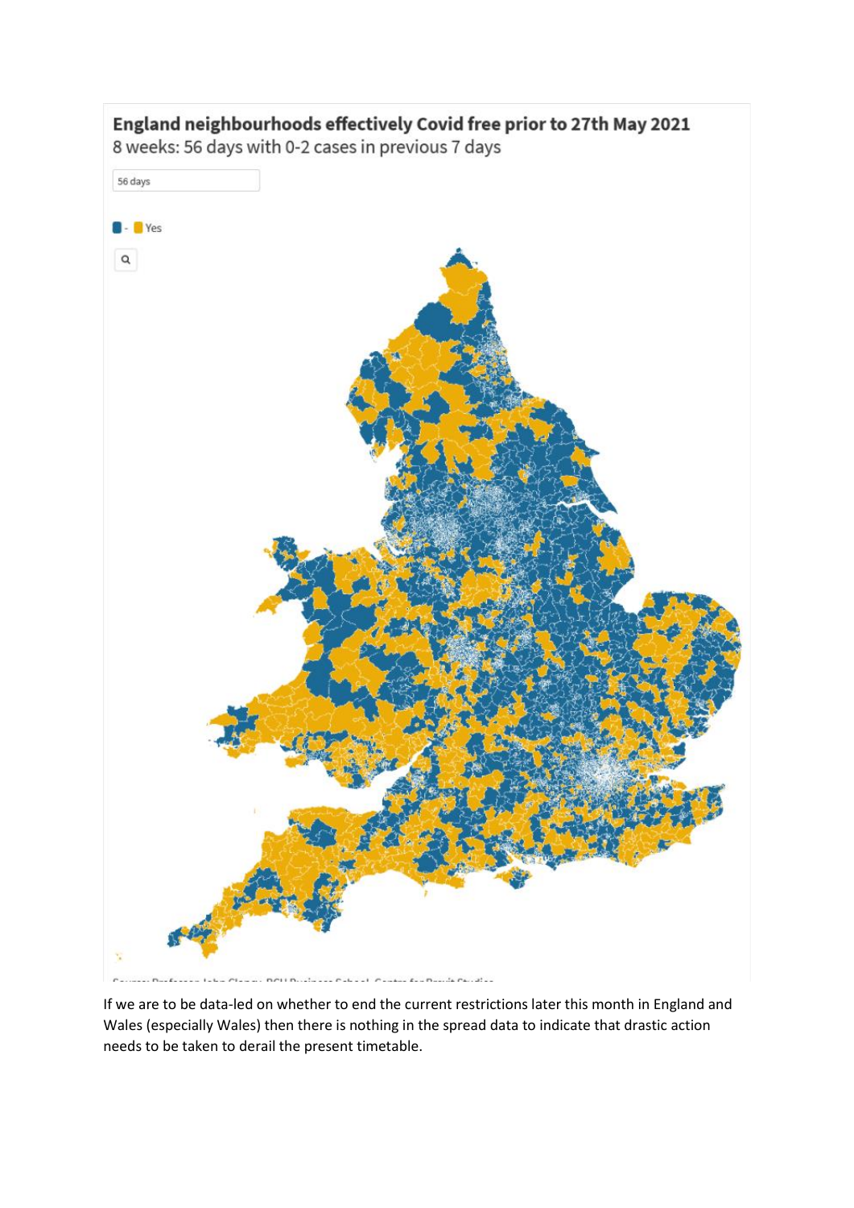England neighbourhoods effectively Covid free prior to 27th May 2021

8 weeks: 56 days with 0-2 cases in previous 7 days

56 days

- Yes

Source: Professor John Clancy, BCU Business School, Centre for Brexit Studies

If we are to be data-led on whether to end the current restrictions later this month in England and Wales (especially Wales) then there is nothing in the spread data to indicate that drastic action needs to be taken to derail the present timetable.